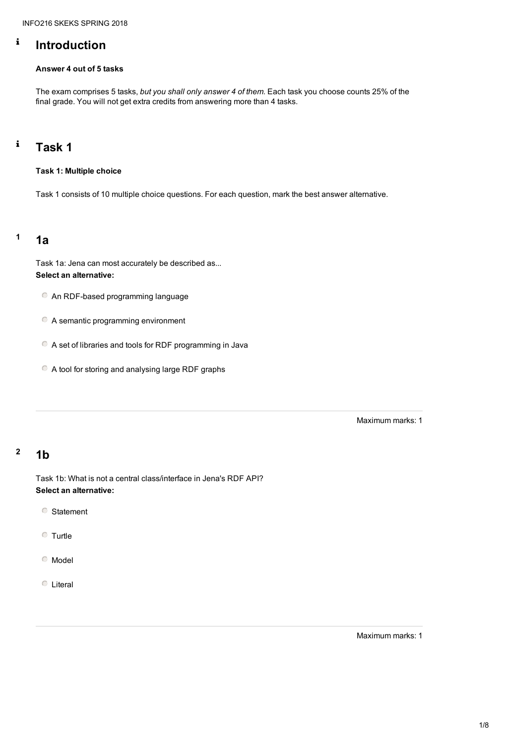# Introduction

**Answer 4 out of 5 tasks**

The exam comprises 5 tasks, *but you shall only answer 4 of them*. Each task you choose counts 25% of the final grade. You will not get extra credits from answering more than 4 tasks.

# Task 1

**Task 1: Multiple choice**

Task 1 consists of 10 multiple choice questions. For each question, mark the best answer alternative.

## 1a

Task 1a: Jena can most accurately be described as...

**Select an alternative:**

- An RDF-based programming language
- A semantic programming environment
- A set of libraries and tools for RDF programming in Java
- A tool for storing and analysing large RDF graphs

Maximum marks: 1

## 1b

Task 1b: What is not a central class/interface in Jena's RDF API?

**Select an alternative:**

- Statement
- Turtle
- Model
- Literal

Maximum marks: 1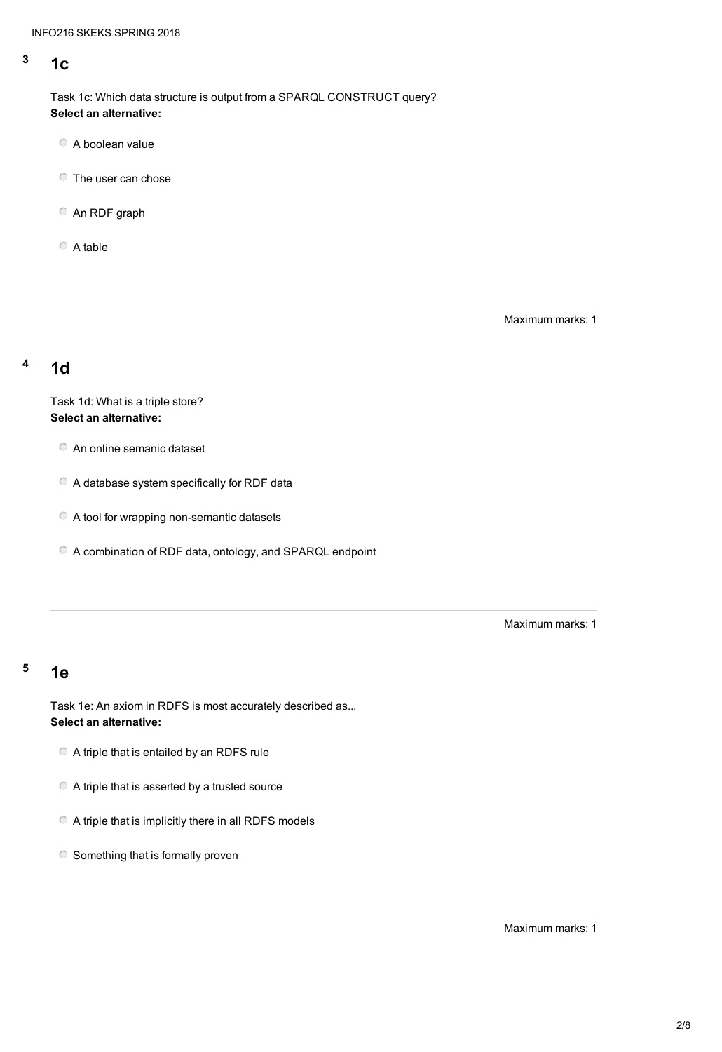## 3 1c

Task 1c: Which data structure is output from a SPARQL CONSTRUCT query?
**Select an alternative:**

- A boolean value
- The user can chose
- An RDF graph
- A table

Maximum marks: 1

## 4 1d

Task 1d: What is a triple store?
**Select an alternative:**

- An online semanic dataset
- A database system specifically for RDF data
- A tool for wrapping non-semantic datasets
- A combination of RDF data, ontology, and SPARQL endpoint

Maximum marks: 1

## 5 1e

Task 1e: An axiom in RDFS is most accurately described as...
**Select an alternative:**

- A triple that is entailed by an RDFS rule
- A triple that is asserted by a trusted source
- A triple that is implicitly there in all RDFS models
- Something that is formally proven

Maximum marks: 1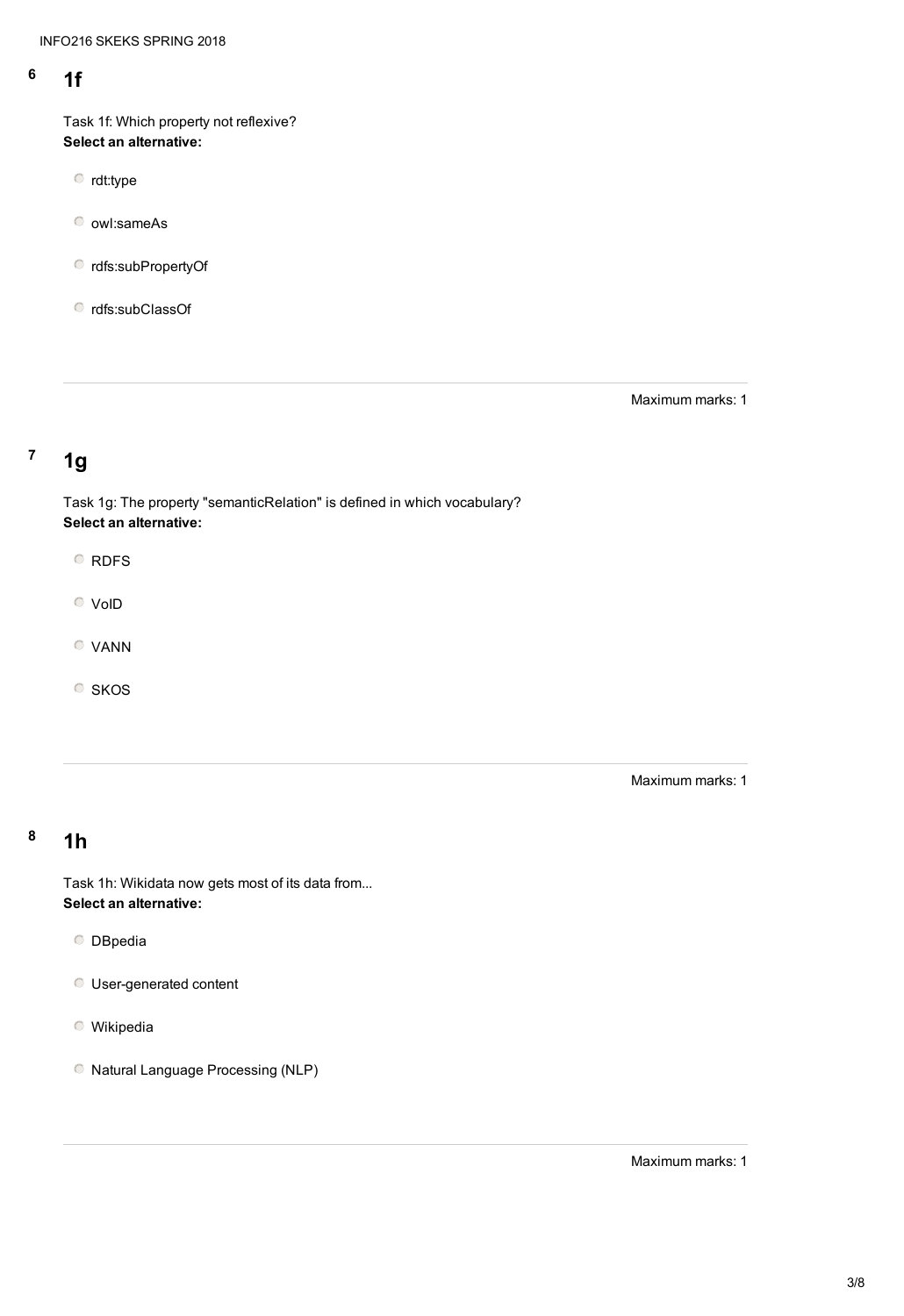## 6 1f

Task 1f: Which property not reflexive?
**Select an alternative:**

- rdt:type
- owl:sameAs
- rdfs:subPropertyOf
- rdfs:subClassOf

Maximum marks: 1

## 7 1g

Task 1g: The property "semanticRelation" is defined in which vocabulary?
**Select an alternative:**

- RDFS
- VoID
- VANN
- SKOS

Maximum marks: 1

## 8 1h

Task 1h: Wikidata now gets most of its data from...
**Select an alternative:**

- DBpedia
- User-generated content
- Wikipedia
- Natural Language Processing (NLP)

Maximum marks: 1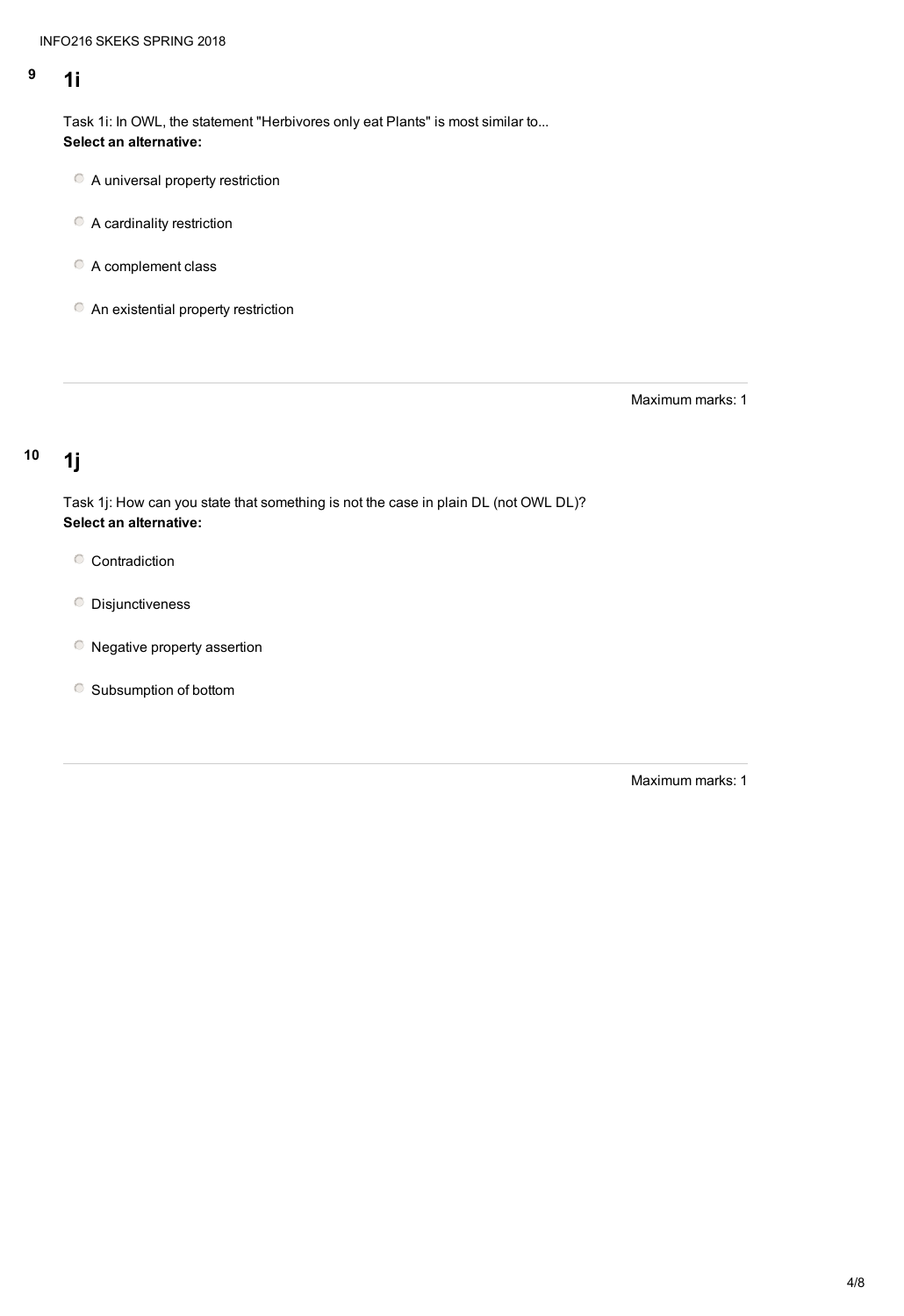## 9 1i

Task 1i: In OWL, the statement "Herbivores only eat Plants" is most similar to...

**Select an alternative:**

- A universal property restriction
- A cardinality restriction
- A complement class
- An existential property restriction

Maximum marks: 1

## 10 1j

Task 1j: How can you state that something is not the case in plain DL (not OWL DL)?

**Select an alternative:**

- Contradiction
- Disjunctiveness
- Negative property assertion
- Subsumption of bottom

Maximum marks: 1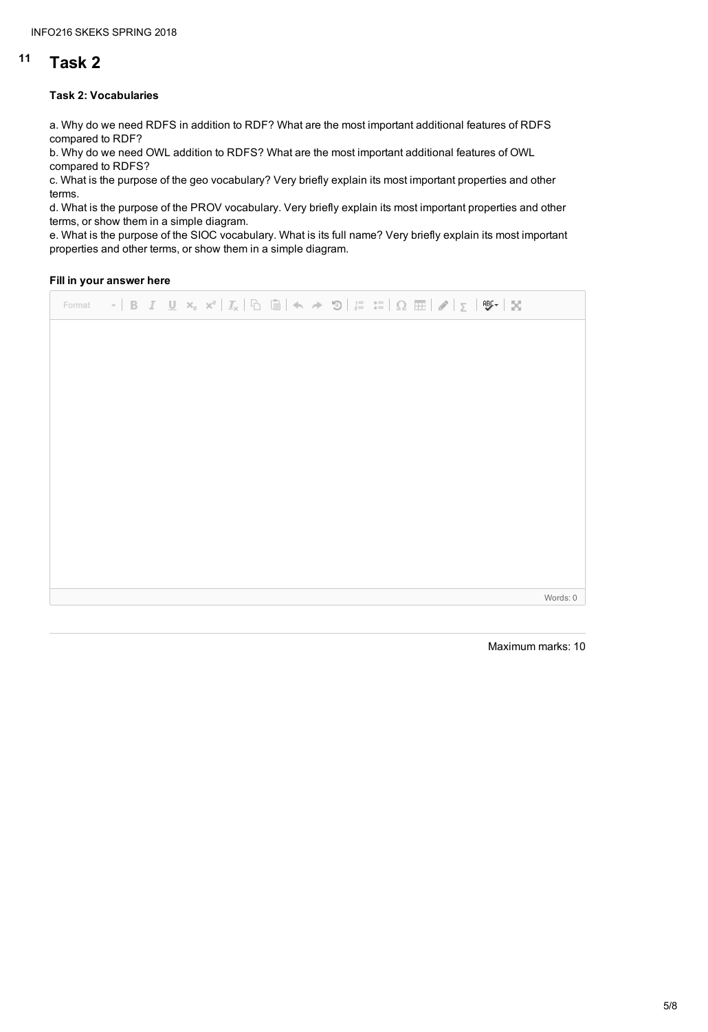## 11 Task 2

**Task 2: Vocabularies**

a. Why do we need RDFS in addition to RDF? What are the most important additional features of RDFS compared to RDF?
b. Why do we need OWL addition to RDFS? What are the most important additional features of OWL compared to RDFS?
c. What is the purpose of the geo vocabulary? Very briefly explain its most important properties and other terms.
d. What is the purpose of the PROV vocabulary. Very briefly explain its most important properties and other terms, or show them in a simple diagram.
e. What is the purpose of the SIOC vocabulary. What is its full name? Very briefly explain its most important properties and other terms, or show them in a simple diagram.

**Fill in your answer here**

Words: 0

Maximum marks: 10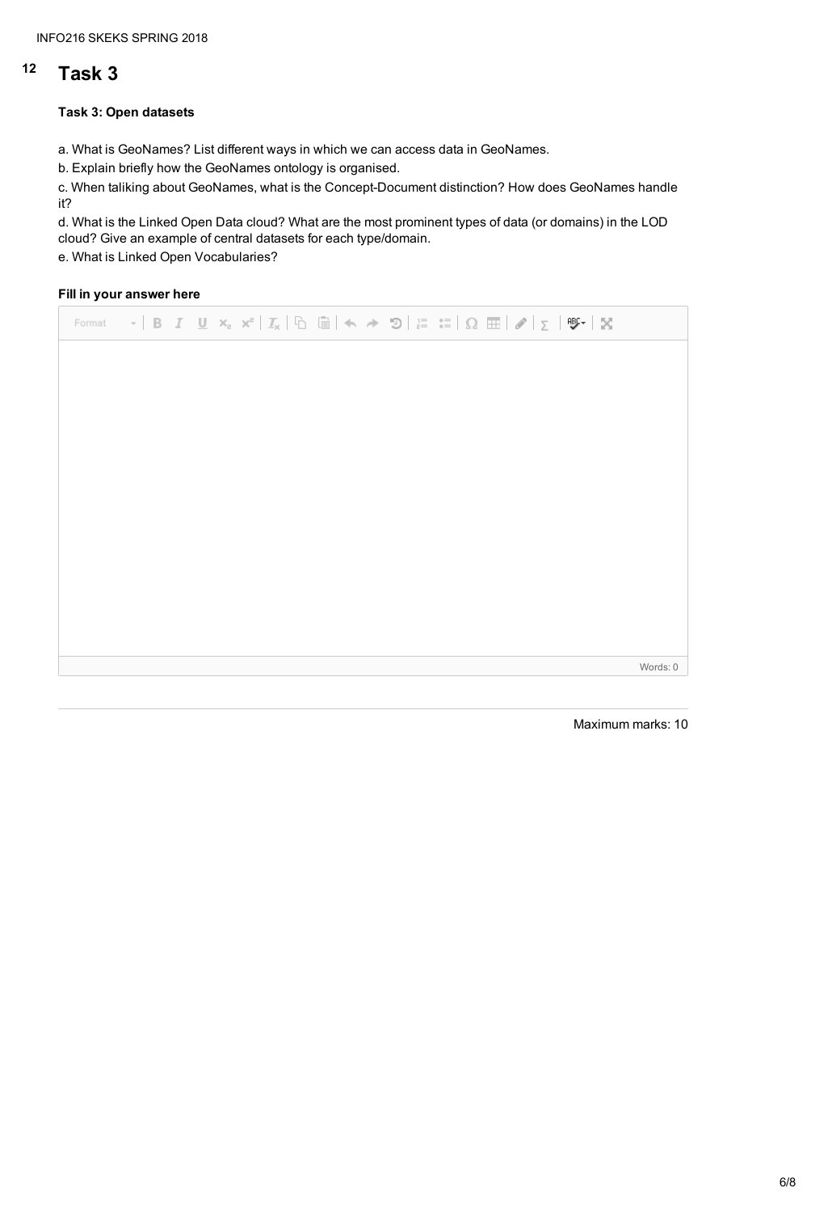## 12 Task 3

**Task 3: Open datasets**

a. What is GeoNames? List different ways in which we can access data in GeoNames.

b. Explain briefly how the GeoNames ontology is organised.

c. When taliking about GeoNames, what is the Concept-Document distinction? How does GeoNames handle it?

d. What is the Linked Open Data cloud? What are the most prominent types of data (or domains) in the LOD cloud? Give an example of central datasets for each type/domain.

e. What is Linked Open Vocabularies?

**Fill in your answer here**

Words: 0

Maximum marks: 10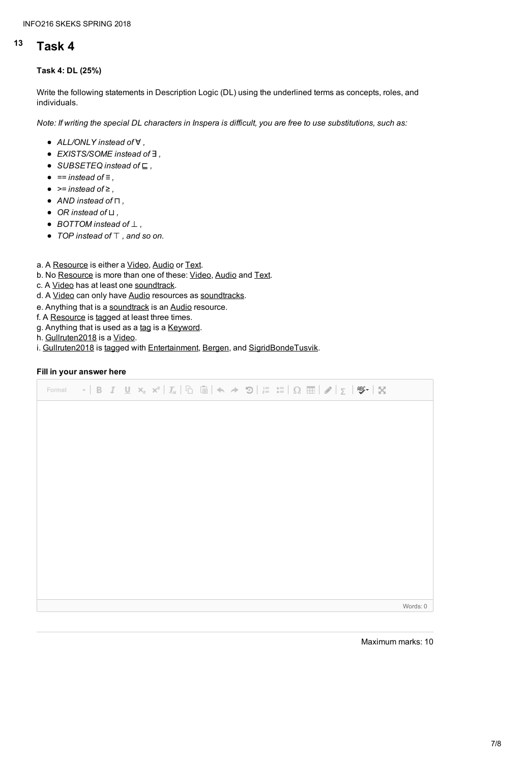# 13 Task 4

**Task 4: DL (25%)**

Write the following statements in Description Logic (DL) using the underlined terms as concepts, roles, and individuals.

*Note: If writing the special DL characters in Inspera is difficult, you are free to use substitutions, such as:*

- *ALL/ONLY instead of ∀ ,*
- *EXISTS/SOME instead of ∃ ,*
- *SUBSETEQ instead of ⊑ ,*
- *== instead of ≡ ,*
- *>= instead of ≥ ,*
- *AND instead of ⊓ ,*
- *OR instead of ⊔ ,*
- *BOTTOM instead of ⊥ ,*
- *TOP instead of ⊤ , and so on.*

a. A Resource is either a Video, Audio or Text.
b. No Resource is more than one of these: Video, Audio and Text.
c. A Video has at least one soundtrack.
d. A Video can only have Audio resources as soundtracks.
e. Anything that is a soundtrack is an Audio resource.
f. A Resource is tagged at least three times.
g. Anything that is used as a tag is a Keyword.
h. Gullruten2018 is a Video.
i. Gullruten2018 is tagged with Entertainment, Bergen, and SigridBondeTusvik.

**Fill in your answer here**

Words: 0

Maximum marks: 10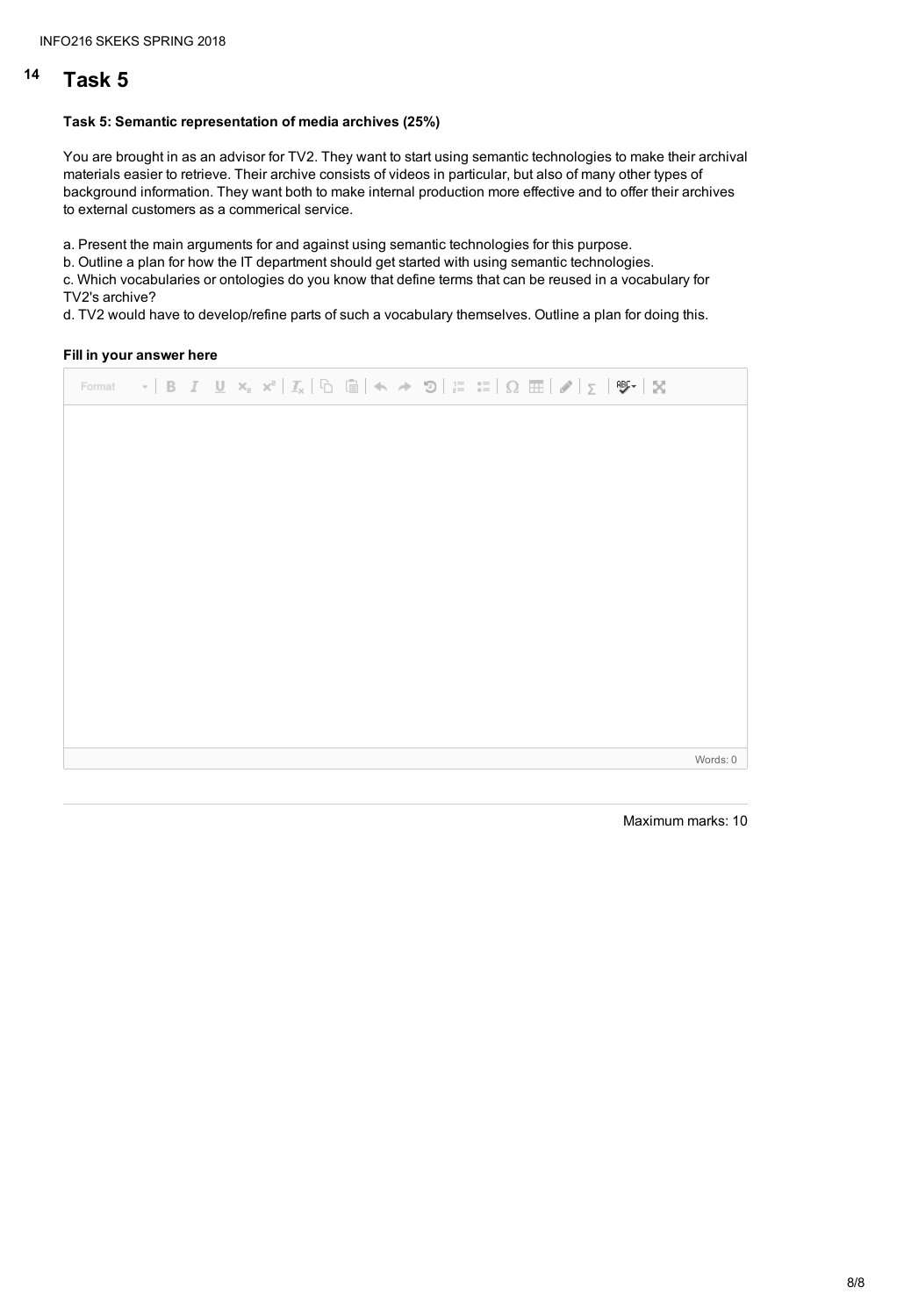# 14 Task 5

**Task 5: Semantic representation of media archives (25%)**

You are brought in as an advisor for TV2. They want to start using semantic technologies to make their archival materials easier to retrieve. Their archive consists of videos in particular, but also of many other types of background information. They want both to make internal production more effective and to offer their archives to external customers as a commerical service.

a. Present the main arguments for and against using semantic technologies for this purpose.
b. Outline a plan for how the IT department should get started with using semantic technologies.
c. Which vocabularies or ontologies do you know that define terms that can be reused in a vocabulary for TV2's archive?
d. TV2 would have to develop/refine parts of such a vocabulary themselves. Outline a plan for doing this.

**Fill in your answer here**

Words: 0

Maximum marks: 10